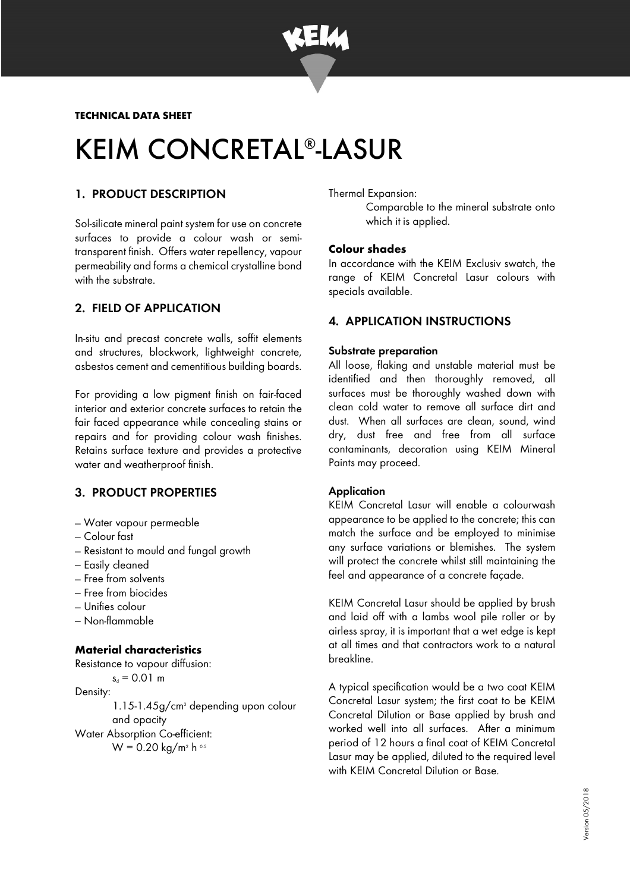**TECHNICAL DATA SHEET**

# KEIM CONCRETAL®-LASUR

## 1. PRODUCT DESCRIPTION

Sol-silicate mineral paint system for use on concrete surfaces to provide a colour wash or semi-transparent finish. Offers water repellency, vapour permeability and forms a chemical crystalline bond with the substrate.

## 2. FIELD OF APPLICATION

In-situ and precast concrete walls, soffit elements and structures, blockwork, lightweight concrete, asbestos cement and cementitious building boards.

For providing a low pigment finish on fair-faced interior and exterior concrete surfaces to retain the fair faced appearance while concealing stains or repairs and for providing colour wash finishes. Retains surface texture and provides a protective water and weatherproof finish.

## 3. PRODUCT PROPERTIES

– Water vapour permeable
– Colour fast
– Resistant to mould and fungal growth
– Easily cleaned
– Free from solvents
– Free from biocides
– Unifies colour
– Non-flammable

### Material characteristics

Resistance to vapour diffusion:
$s_d = 0.01$ m

Density:
1.15-1.45g/cm$^3$ depending upon colour and opacity

Water Absorption Co-efficient:
$W = 0.20$ kg/m$^2$ h$^{0.5}$

Thermal Expansion:
Comparable to the mineral substrate onto which it is applied.

### Colour shades

In accordance with the KEIM Exclusiv swatch, the range of KEIM Concretal Lasur colours with specials available.

## 4. APPLICATION INSTRUCTIONS

**Substrate preparation**

All loose, flaking and unstable material must be identified and then thoroughly removed, all surfaces must be thoroughly washed down with clean cold water to remove all surface dirt and dust. When all surfaces are clean, sound, wind dry, dust free and free from all surface contaminants, decoration using KEIM Mineral Paints may proceed.

**Application**

KEIM Concretal Lasur will enable a colourwash appearance to be applied to the concrete; this can match the surface and be employed to minimise any surface variations or blemishes. The system will protect the concrete whilst still maintaining the feel and appearance of a concrete façade.

KEIM Concretal Lasur should be applied by brush and laid off with a lambs wool pile roller or by airless spray, it is important that a wet edge is kept at all times and that contractors work to a natural breakline.

A typical specification would be a two coat KEIM Concretal Lasur system; the first coat to be KEIM Concretal Dilution or Base applied by brush and worked well into all surfaces. After a minimum period of 12 hours a final coat of KEIM Concretal Lasur may be applied, diluted to the required level with KEIM Concretal Dilution or Base.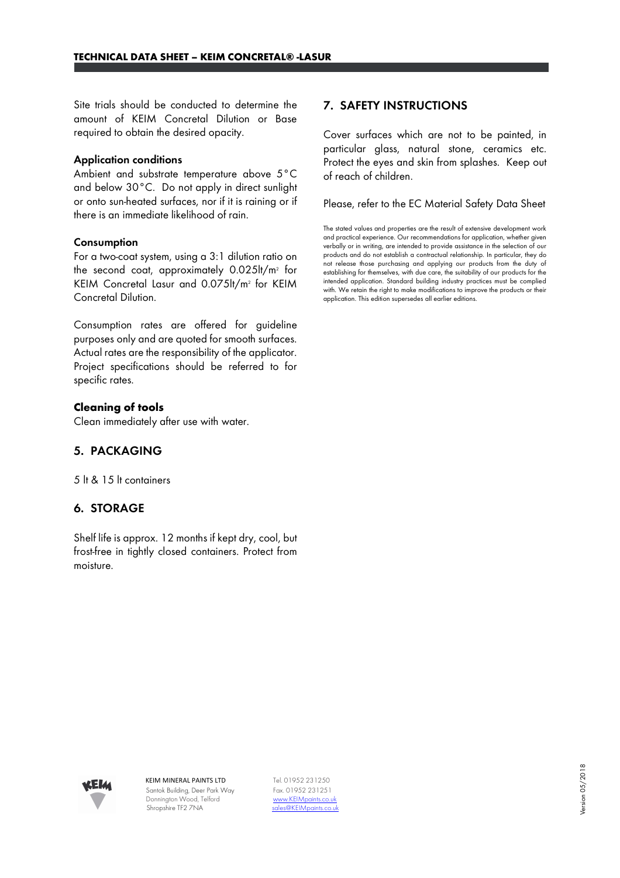Site trials should be conducted to determine the amount of KEIM Concretal Dilution or Base required to obtain the desired opacity.

### Application conditions

Ambient and substrate temperature above 5°C and below 30°C. Do not apply in direct sunlight or onto sun-heated surfaces, nor if it is raining or if there is an immediate likelihood of rain.

### Consumption

For a two-coat system, using a 3:1 dilution ratio on the second coat, approximately 0.025lt/m² for KEIM Concretal Lasur and 0.075lt/m² for KEIM Concretal Dilution.

Consumption rates are offered for guideline purposes only and are quoted for smooth surfaces. Actual rates are the responsibility of the applicator. Project specifications should be referred to for specific rates.

### Cleaning of tools

Clean immediately after use with water.

## 5. PACKAGING

5 lt & 15 lt containers

## 6. STORAGE

Shelf life is approx. 12 months if kept dry, cool, but frost-free in tightly closed containers. Protect from moisture.

## 7. SAFETY INSTRUCTIONS

Cover surfaces which are not to be painted, in particular glass, natural stone, ceramics etc. Protect the eyes and skin from splashes. Keep out of reach of children.

Please, refer to the EC Material Safety Data Sheet

The stated values and properties are the result of extensive development work and practical experience. Our recommendations for application, whether given verbally or in writing, are intended to provide assistance in the selection of our products and do not establish a contractual relationship. In particular, they do not release those purchasing and applying our products from the duty of establishing for themselves, with due care, the suitability of our products for the intended application. Standard building industry practices must be complied with. We retain the right to make modifications to improve the products or their application. This edition supersedes all earlier editions.